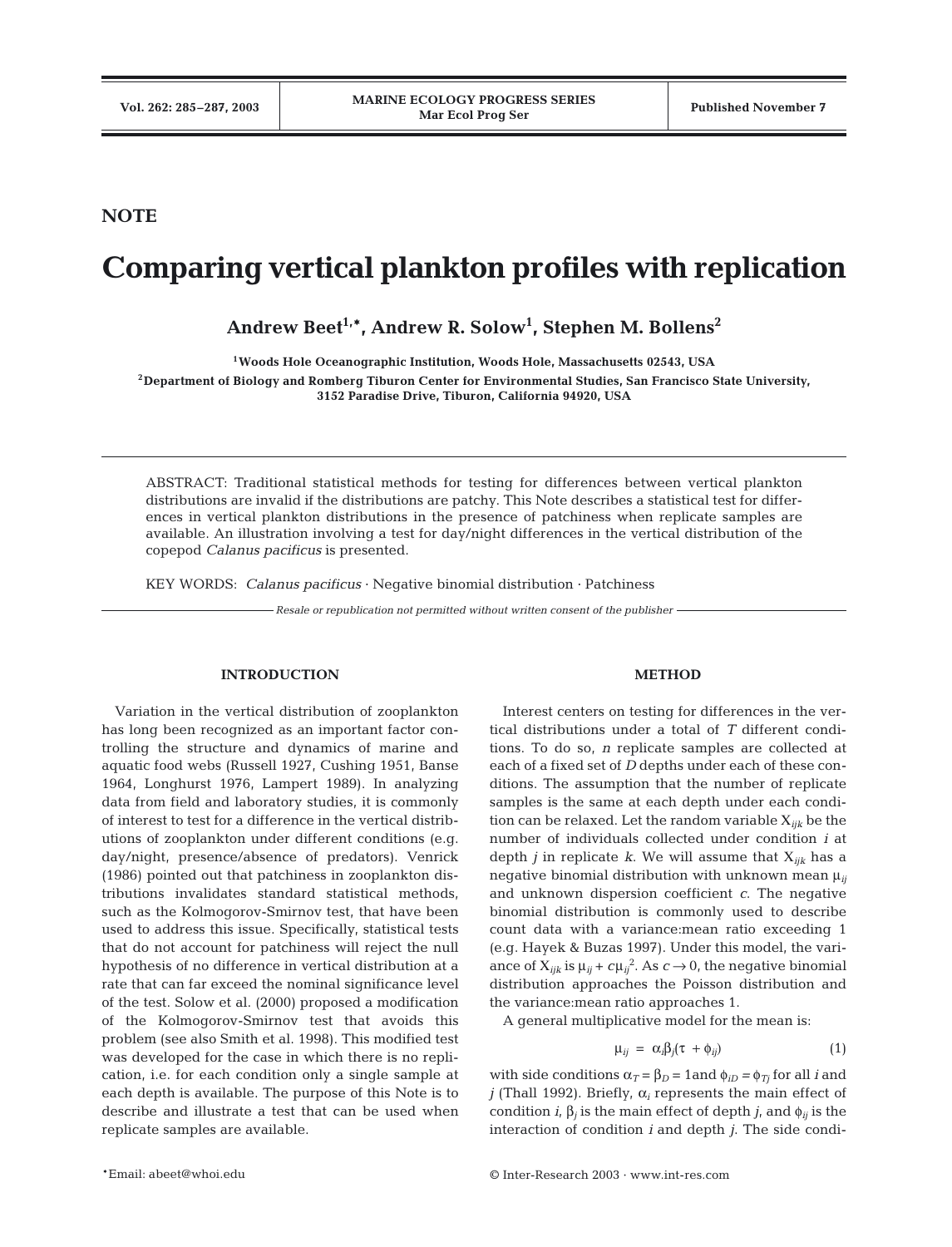NOTE

# Comparing vertical plankton profiles with replication

**Andrew Beet[1,*], Andrew R. Solow[1], Stephen M. Bollens[2]**

[1]Woods Hole Oceanographic Institution, Woods Hole, Massachusetts 02543, USA

[2]Department of Biology and Romberg Tiburon Center for Environmental Studies, San Francisco State University, 3152 Paradise Drive, Tiburon, California 94920, USA

ABSTRACT: Traditional statistical methods for testing for differences between vertical plankton distributions are invalid if the distributions are patchy. This Note describes a statistical test for differences in vertical plankton distributions in the presence of patchiness when replicate samples are available. An illustration involving a test for day/night differences in the vertical distribution of the copepod *Calanus pacificus* is presented.

KEY WORDS: *Calanus pacificus* · Negative binomial distribution · Patchiness

*Resale or republication not permitted without written consent of the publisher*

## INTRODUCTION

Variation in the vertical distribution of zooplankton has long been recognized as an important factor controlling the structure and dynamics of marine and aquatic food webs (Russell 1927, Cushing 1951, Banse 1964, Longhurst 1976, Lampert 1989). In analyzing data from field and laboratory studies, it is commonly of interest to test for a difference in the vertical distributions of zooplankton under different conditions (e.g. day/night, presence/absence of predators). Venrick (1986) pointed out that patchiness in zooplankton distributions invalidates standard statistical methods, such as the Kolmogorov-Smirnov test, that have been used to address this issue. Specifically, statistical tests that do not account for patchiness will reject the null hypothesis of no difference in vertical distribution at a rate that can far exceed the nominal significance level of the test. Solow et al. (2000) proposed a modification of the Kolmogorov-Smirnov test that avoids this problem (see also Smith et al. 1998). This modified test was developed for the case in which there is no replication, i.e. for each condition only a single sample at each depth is available. The purpose of this Note is to describe and illustrate a test that can be used when replicate samples are available.

## METHOD

Interest centers on testing for differences in the vertical distributions under a total of $T$ different conditions. To do so, $n$ replicate samples are collected at each of a fixed set of $D$ depths under each of these conditions. The assumption that the number of replicate samples is the same at each depth under each condition can be relaxed. Let the random variable $X_{ijk}$ be the number of individuals collected under condition $i$ at depth $j$ in replicate $k$. We will assume that $X_{ijk}$ has a negative binomial distribution with unknown mean $\mu_{ij}$ and unknown dispersion coefficient $c$. The negative binomial distribution is commonly used to describe count data with a variance:mean ratio exceeding 1 (e.g. Hayek & Buzas 1997). Under this model, the variance of $X_{ijk}$ is $\mu_{ij} + c\mu_{ij}^2$. As $c \to 0$, the negative binomial distribution approaches the Poisson distribution and the variance:mean ratio approaches 1.

A general multiplicative model for the mean is:

$$\mu_{ij} = \alpha_i \beta_j (\tau + \phi_{ij}) \tag{1}$$

with side conditions $\alpha_T = \beta_D = 1$ and $\phi_{iD} = \phi_{Tj}$ for all $i$ and $j$ (Thall 1992). Briefly, $\alpha_i$ represents the main effect of condition $i$, $\beta_j$ is the main effect of depth $j$, and $\phi_{ij}$ is the interaction of condition $i$ and depth $j$. The side condi-

*Email: abeet@whoi.edu

© Inter-Research 2003 · www.int-res.com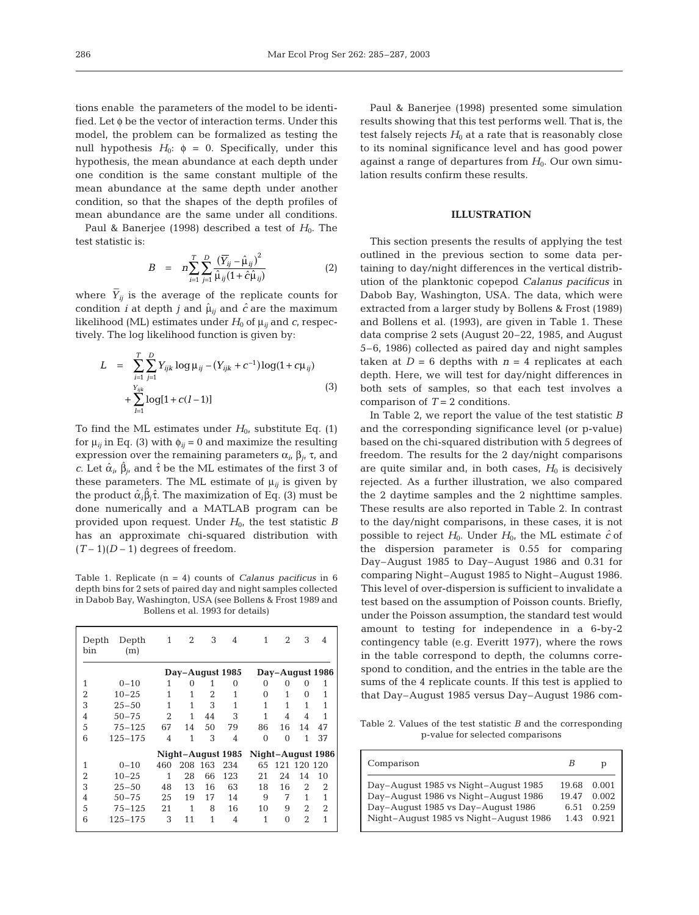tions enable the parameters of the model to be identified. Let $\phi$ be the vector of interaction terms. Under this model, the problem can be formalized as testing the null hypothesis $H_0$: $\phi = 0$. Specifically, under this hypothesis, the mean abundance at each depth under one condition is the same constant multiple of the mean abundance at the same depth under another condition, so that the shapes of the depth profiles of mean abundance are the same under all conditions.

Paul & Banerjee (1998) described a test of $H_0$. The test statistic is:

$$B = n\sum_{i=1}^{T}\sum_{j=1}^{D}\frac{(\bar{Y}_{ij}-\hat{\mu}_{ij})^2}{\hat{\mu}_{ij}(1+\hat{c}\hat{\mu}_{ij})} \quad (2)$$

where $\bar{Y}_{ij}$ is the average of the replicate counts for condition $i$ at depth $j$ and $\hat{\mu}_{ij}$ and $\hat{c}$ are the maximum likelihood (ML) estimates under $H_0$ of $\mu_{ij}$ and $c$, respectively. The log likelihood function is given by:

$$L = \sum_{i=1}^{T}\sum_{j=1}^{D} Y_{ijk}\log\mu_{ij} - (Y_{ijk}+c^{-1})\log(1+c\mu_{ij}) + \sum_{l=1}^{Y_{ijk}}\log[1+c(l-1)] \quad (3)$$

To find the ML estimates under $H_0$, substitute Eq. (1) for $\mu_{ij}$ in Eq. (3) with $\phi_{ij} = 0$ and maximize the resulting expression over the remaining parameters $\alpha_i$, $\beta_j$, $\tau$, and $c$. Let $\hat{\alpha}_i$, $\hat{\beta}_j$, and $\hat{\tau}$ be the ML estimates of the first 3 of these parameters. The ML estimate of $\mu_{ij}$ is given by the product $\hat{\alpha}_i\hat{\beta}_j\hat{\tau}$. The maximization of Eq. (3) must be done numerically and a MATLAB program can be provided upon request. Under $H_0$, the test statistic $B$ has an approximate chi-squared distribution with $(T-1)(D-1)$ degrees of freedom.

Table 1. Replicate ($n = 4$) counts of *Calanus pacificus* in 6 depth bins for 2 sets of paired day and night samples collected in Dabob Bay, Washington, USA (see Bollens & Frost 1989 and Bollens et al. 1993 for details)

| Depth bin | Depth (m) | 1 | 2 | 3 | 4 | 1 | 2 | 3 | 4 |
|---|---|---|---|---|---|---|---|---|---|
| | | Day–August 1985 | | | | Day–August 1986 | | | |
| 1 | 0–10 | 1 | 0 | 1 | 0 | 0 | 0 | 0 | 1 |
| 2 | 10–25 | 1 | 1 | 2 | 1 | 0 | 1 | 0 | 1 |
| 3 | 25–50 | 1 | 1 | 3 | 1 | 1 | 1 | 1 | 1 |
| 4 | 50–75 | 2 | 1 | 44 | 3 | 1 | 4 | 4 | 1 |
| 5 | 75–125 | 67 | 14 | 50 | 79 | 86 | 16 | 14 | 47 |
| 6 | 125–175 | 4 | 1 | 3 | 4 | 0 | 0 | 1 | 37 |
| | | Night–August 1985 | | | | Night–August 1986 | | | |
| 1 | 0–10 | 460 | 208 | 163 | 234 | 65 | 121 | 120 | 120 |
| 2 | 10–25 | 1 | 28 | 66 | 123 | 21 | 24 | 14 | 10 |
| 3 | 25–50 | 48 | 13 | 16 | 63 | 18 | 16 | 2 | 2 |
| 4 | 50–75 | 25 | 19 | 17 | 14 | 9 | 7 | 1 | 1 |
| 5 | 75–125 | 21 | 1 | 8 | 16 | 10 | 9 | 2 | 2 |
| 6 | 125–175 | 3 | 11 | 1 | 4 | 1 | 0 | 2 | 1 |

Paul & Banerjee (1998) presented some simulation results showing that this test performs well. That is, the test falsely rejects $H_0$ at a rate that is reasonably close to its nominal significance level and has good power against a range of departures from $H_0$. Our own simulation results confirm these results.

## ILLUSTRATION

This section presents the results of applying the test outlined in the previous section to some data pertaining to day/night differences in the vertical distribution of the planktonic copepod *Calanus pacificus* in Dabob Bay, Washington, USA. The data, which were extracted from a larger study by Bollens & Frost (1989) and Bollens et al. (1993), are given in Table 1. These data comprise 2 sets (August 20–22, 1985, and August 5–6, 1986) collected as paired day and night samples taken at $D = 6$ depths with $n = 4$ replicates at each depth. Here, we will test for day/night differences in both sets of samples, so that each test involves a comparison of $T = 2$ conditions.

In Table 2, we report the value of the test statistic $B$ and the corresponding significance level (or p-value) based on the chi-squared distribution with 5 degrees of freedom. The results for the 2 day/night comparisons are quite similar and, in both cases, $H_0$ is decisively rejected. As a further illustration, we also compared the 2 daytime samples and the 2 nighttime samples. These results are also reported in Table 2. In contrast to the day/night comparisons, in these cases, it is not possible to reject $H_0$. Under $H_0$, the ML estimate $\hat{c}$ of the dispersion parameter is 0.55 for comparing Day–August 1985 to Day–August 1986 and 0.31 for comparing Night–August 1985 to Night–August 1986. This level of over-dispersion is sufficient to invalidate a test based on the assumption of Poisson counts. Briefly, under the Poisson assumption, the standard test would amount to testing for independence in a 6-by-2 contingency table (e.g. Everitt 1977), where the rows in the table correspond to depth, the columns correspond to condition, and the entries in the table are the sums of the 4 replicate counts. If this test is applied to that Day–August 1985 versus Day–August 1986 com-

Table 2. Values of the test statistic $B$ and the corresponding p-value for selected comparisons

| Comparison | $B$ | p |
|---|---|---|
| Day–August 1985 vs Night–August 1985 | 19.68 | 0.001 |
| Day–August 1986 vs Night–August 1986 | 19.47 | 0.002 |
| Day–August 1985 vs Day–August 1986 | 6.51 | 0.259 |
| Night–August 1985 vs Night–August 1986 | 1.43 | 0.921 |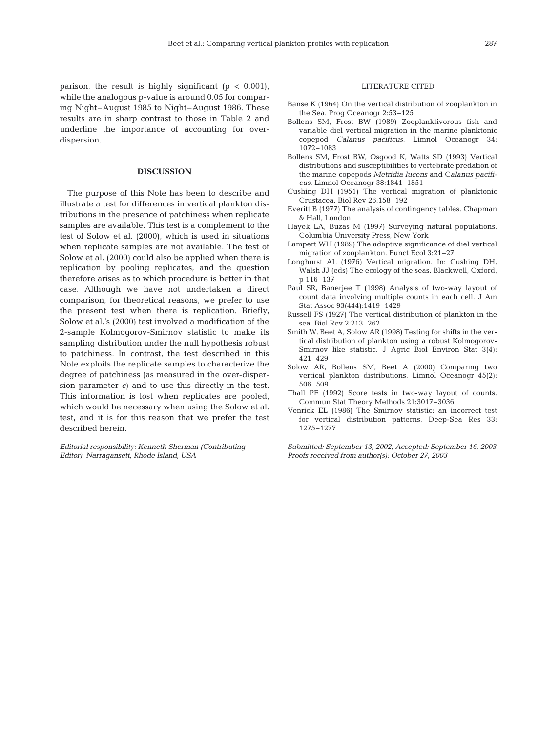parison, the result is highly significant ($p < 0.001$), while the analogous p-value is around 0.05 for comparing Night–August 1985 to Night–August 1986. These results are in sharp contrast to those in Table 2 and underline the importance of accounting for over-dispersion.

## DISCUSSION

The purpose of this Note has been to describe and illustrate a test for differences in vertical plankton distributions in the presence of patchiness when replicate samples are available. This test is a complement to the test of Solow et al. (2000), which is used in situations when replicate samples are not available. The test of Solow et al. (2000) could also be applied when there is replication by pooling replicates, and the question therefore arises as to which procedure is better in that case. Although we have not undertaken a direct comparison, for theoretical reasons, we prefer to use the present test when there is replication. Briefly, Solow et al.'s (2000) test involved a modification of the 2-sample Kolmogorov-Smirnov statistic to make its sampling distribution under the null hypothesis robust to patchiness. In contrast, the test described in this Note exploits the replicate samples to characterize the degree of patchiness (as measured in the over-dispersion parameter $c$) and to use this directly in the test. This information is lost when replicates are pooled, which would be necessary when using the Solow et al. test, and it is for this reason that we prefer the test described herein.

*Editorial responsibility: Kenneth Sherman (Contributing Editor), Narragansett, Rhode Island, USA*

## LITERATURE CITED

- Banse K (1964) On the vertical distribution of zooplankton in the Sea. Prog Oceanogr 2:53–125
- Bollens SM, Frost BW (1989) Zooplanktivorous fish and variable diel vertical migration in the marine planktonic copepod *Calanus pacificus*. Limnol Oceanogr 34: 1072–1083
- Bollens SM, Frost BW, Osgood K, Watts SD (1993) Vertical distributions and susceptibilities to vertebrate predation of the marine copepods *Metridia lucens* and *Calanus pacificus*. Limnol Oceanogr 38:1841–1851
- Cushing DH (1951) The vertical migration of planktonic Crustacea. Biol Rev 26:158–192
- Everitt B (1977) The analysis of contingency tables. Chapman & Hall, London
- Hayek LA, Buzas M (1997) Surveying natural populations. Columbia University Press, New York
- Lampert WH (1989) The adaptive significance of diel vertical migration of zooplankton. Funct Ecol 3:21–27
- Longhurst AL (1976) Vertical migration. In: Cushing DH, Walsh JJ (eds) The ecology of the seas. Blackwell, Oxford, p 116–137
- Paul SR, Banerjee T (1998) Analysis of two-way layout of count data involving multiple counts in each cell. J Am Stat Assoc 93(444):1419–1429
- Russell FS (1927) The vertical distribution of plankton in the sea. Biol Rev 2:213–262
- Smith W, Beet A, Solow AR (1998) Testing for shifts in the vertical distribution of plankton using a robust Kolmogorov-Smirnov like statistic. J Agric Biol Environ Stat 3(4): 421–429
- Solow AR, Bollens SM, Beet A (2000) Comparing two vertical plankton distributions. Limnol Oceanogr 45(2): 506–509
- Thall PF (1992) Score tests in two-way layout of counts. Commun Stat Theory Methods 21:3017–3036
- Venrick EL (1986) The Smirnov statistic: an incorrect test for vertical distribution patterns. Deep-Sea Res 33: 1275–1277

*Submitted: September 13, 2002; Accepted: September 16, 2003*
*Proofs received from author(s): October 27, 2003*